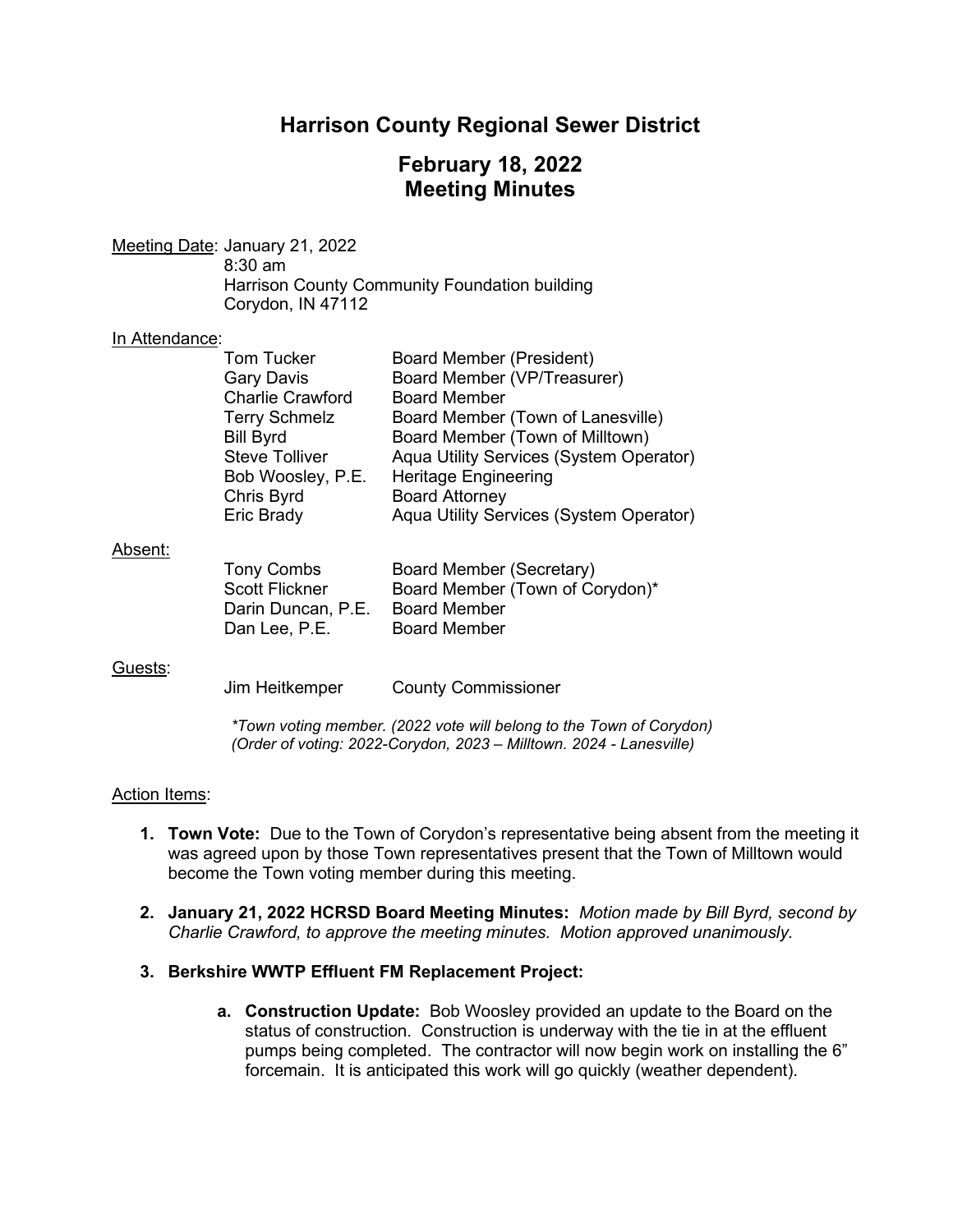# Harrison County Regional Sewer District

## February 18, 2022
## Meeting Minutes

Meeting Date: January 21, 2022
8:30 am
Harrison County Community Foundation building
Corydon, IN 47112

In Attendance:

| | |
|---|---|
| Tom Tucker | Board Member (President) |
| Gary Davis | Board Member (VP/Treasurer) |
| Charlie Crawford | Board Member |
| Terry Schmelz | Board Member (Town of Lanesville) |
| Bill Byrd | Board Member (Town of Milltown) |
| Steve Tolliver | Aqua Utility Services (System Operator) |
| Bob Woosley, P.E. | Heritage Engineering |
| Chris Byrd | Board Attorney |
| Eric Brady | Aqua Utility Services (System Operator) |

Absent:

| | |
|---|---|
| Tony Combs | Board Member (Secretary) |
| Scott Flickner | Board Member (Town of Corydon)* |
| Darin Duncan, P.E. | Board Member |
| Dan Lee, P.E. | Board Member |

Guests:

| | |
|---|---|
| Jim Heitkemper | County Commissioner |

*\*Town voting member. (2022 vote will belong to the Town of Corydon)*
*(Order of voting: 2022-Corydon, 2023 – Milltown. 2024 - Lanesville)*

Action Items:

1. **Town Vote:** Due to the Town of Corydon's representative being absent from the meeting it was agreed upon by those Town representatives present that the Town of Milltown would become the Town voting member during this meeting.

2. **January 21, 2022 HCRSD Board Meeting Minutes:** *Motion made by Bill Byrd, second by Charlie Crawford, to approve the meeting minutes. Motion approved unanimously.*

3. **Berkshire WWTP Effluent FM Replacement Project:**

   a. **Construction Update:** Bob Woosley provided an update to the Board on the status of construction. Construction is underway with the tie in at the effluent pumps being completed. The contractor will now begin work on installing the 6" forcemain. It is anticipated this work will go quickly (weather dependent).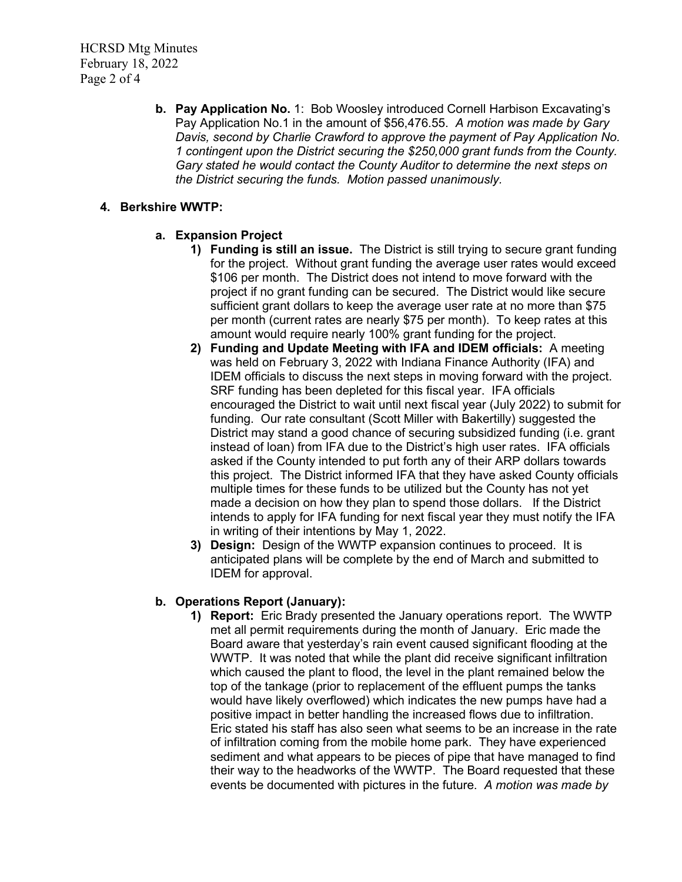**b. Pay Application No.** 1: Bob Woosley introduced Cornell Harbison Excavating's Pay Application No.1 in the amount of $56,476.55. *A motion was made by Gary Davis, second by Charlie Crawford to approve the payment of Pay Application No. 1 contingent upon the District securing the $250,000 grant funds from the County. Gary stated he would contact the County Auditor to determine the next steps on the District securing the funds. Motion passed unanimously.*

**4. Berkshire WWTP:**

**a. Expansion Project**

1) **Funding is still an issue.** The District is still trying to secure grant funding for the project. Without grant funding the average user rates would exceed $106 per month. The District does not intend to move forward with the project if no grant funding can be secured. The District would like secure sufficient grant dollars to keep the average user rate at no more than $75 per month (current rates are nearly $75 per month). To keep rates at this amount would require nearly 100% grant funding for the project.
2) **Funding and Update Meeting with IFA and IDEM officials:** A meeting was held on February 3, 2022 with Indiana Finance Authority (IFA) and IDEM officials to discuss the next steps in moving forward with the project. SRF funding has been depleted for this fiscal year. IFA officials encouraged the District to wait until next fiscal year (July 2022) to submit for funding. Our rate consultant (Scott Miller with Bakertilly) suggested the District may stand a good chance of securing subsidized funding (i.e. grant instead of loan) from IFA due to the District's high user rates. IFA officials asked if the County intended to put forth any of their ARP dollars towards this project. The District informed IFA that they have asked County officials multiple times for these funds to be utilized but the County has not yet made a decision on how they plan to spend those dollars. If the District intends to apply for IFA funding for next fiscal year they must notify the IFA in writing of their intentions by May 1, 2022.
3) **Design:** Design of the WWTP expansion continues to proceed. It is anticipated plans will be complete by the end of March and submitted to IDEM for approval.

**b. Operations Report (January):**

1) **Report:** Eric Brady presented the January operations report. The WWTP met all permit requirements during the month of January. Eric made the Board aware that yesterday's rain event caused significant flooding at the WWTP. It was noted that while the plant did receive significant infiltration which caused the plant to flood, the level in the plant remained below the top of the tankage (prior to replacement of the effluent pumps the tanks would have likely overflowed) which indicates the new pumps have had a positive impact in better handling the increased flows due to infiltration. Eric stated his staff has also seen what seems to be an increase in the rate of infiltration coming from the mobile home park. They have experienced sediment and what appears to be pieces of pipe that have managed to find their way to the headworks of the WWTP. The Board requested that these events be documented with pictures in the future. *A motion was made by*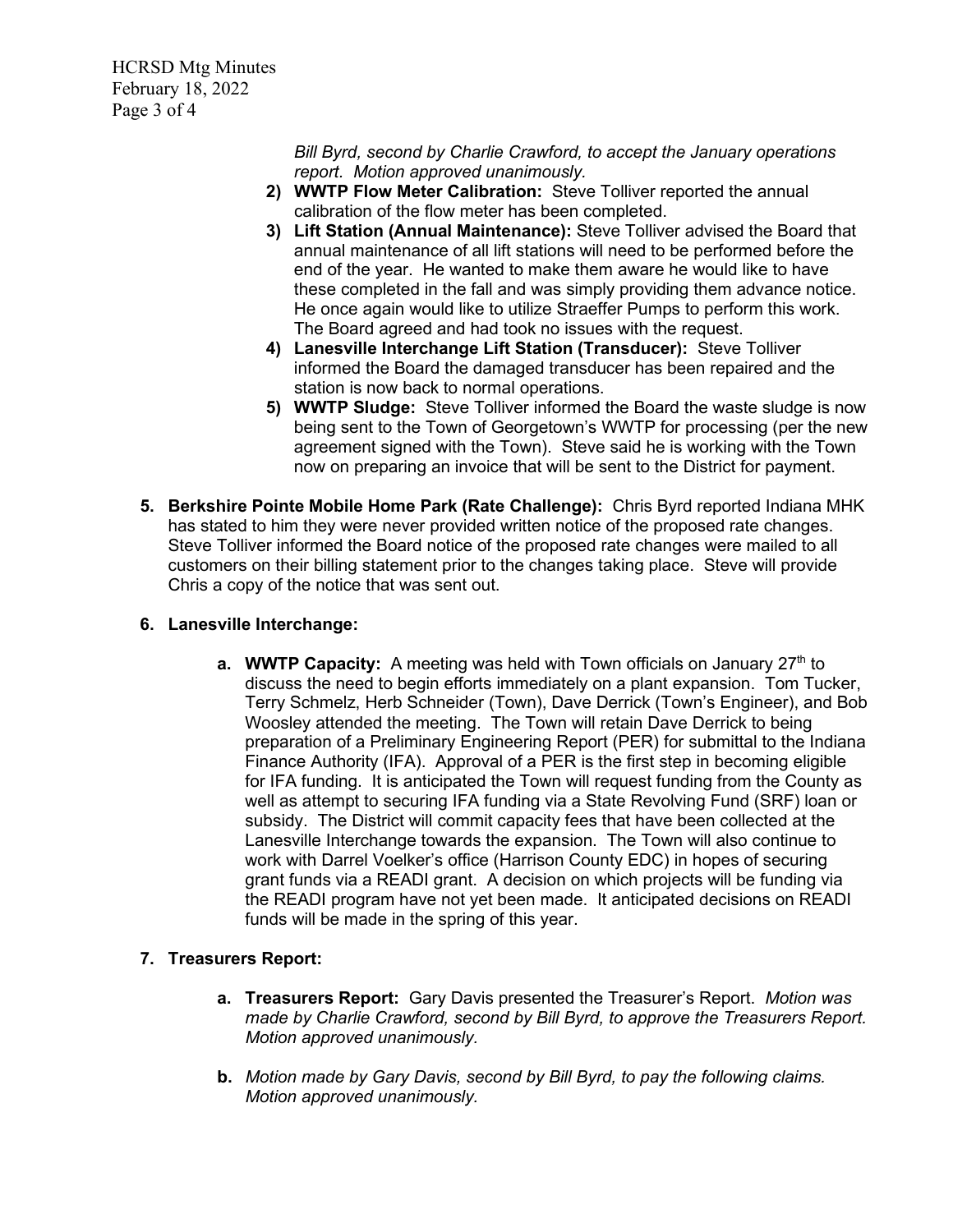*Bill Byrd, second by Charlie Crawford, to accept the January operations report. Motion approved unanimously.*

2) **WWTP Flow Meter Calibration:** Steve Tolliver reported the annual calibration of the flow meter has been completed.
3) **Lift Station (Annual Maintenance):** Steve Tolliver advised the Board that annual maintenance of all lift stations will need to be performed before the end of the year. He wanted to make them aware he would like to have these completed in the fall and was simply providing them advance notice. He once again would like to utilize Straeffer Pumps to perform this work. The Board agreed and had took no issues with the request.
4) **Lanesville Interchange Lift Station (Transducer):** Steve Tolliver informed the Board the damaged transducer has been repaired and the station is now back to normal operations.
5) **WWTP Sludge:** Steve Tolliver informed the Board the waste sludge is now being sent to the Town of Georgetown's WWTP for processing (per the new agreement signed with the Town). Steve said he is working with the Town now on preparing an invoice that will be sent to the District for payment.

**5. Berkshire Pointe Mobile Home Park (Rate Challenge):** Chris Byrd reported Indiana MHK has stated to him they were never provided written notice of the proposed rate changes. Steve Tolliver informed the Board notice of the proposed rate changes were mailed to all customers on their billing statement prior to the changes taking place. Steve will provide Chris a copy of the notice that was sent out.

**6. Lanesville Interchange:**

   **a. WWTP Capacity:** A meeting was held with Town officials on January 27th to discuss the need to begin efforts immediately on a plant expansion. Tom Tucker, Terry Schmelz, Herb Schneider (Town), Dave Derrick (Town's Engineer), and Bob Woosley attended the meeting. The Town will retain Dave Derrick to being preparation of a Preliminary Engineering Report (PER) for submittal to the Indiana Finance Authority (IFA). Approval of a PER is the first step in becoming eligible for IFA funding. It is anticipated the Town will request funding from the County as well as attempt to securing IFA funding via a State Revolving Fund (SRF) loan or subsidy. The District will commit capacity fees that have been collected at the Lanesville Interchange towards the expansion. The Town will also continue to work with Darrel Voelker's office (Harrison County EDC) in hopes of securing grant funds via a READI grant. A decision on which projects will be funding via the READI program have not yet been made. It anticipated decisions on READI funds will be made in the spring of this year.

**7. Treasurers Report:**

   **a. Treasurers Report:** Gary Davis presented the Treasurer's Report. *Motion was made by Charlie Crawford, second by Bill Byrd, to approve the Treasurers Report. Motion approved unanimously.*

   **b.** *Motion made by Gary Davis, second by Bill Byrd, to pay the following claims. Motion approved unanimously.*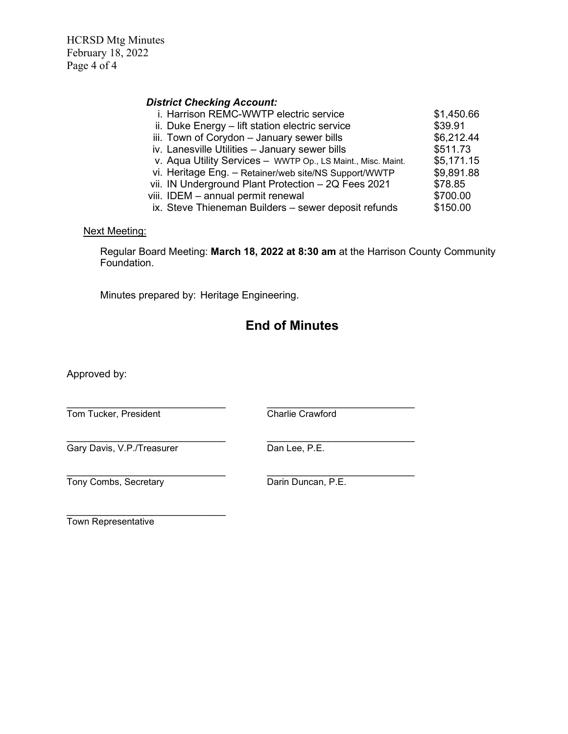***District Checking Account:***

|  |  |
|---|---|
| i. Harrison REMC-WWTP electric service | $1,450.66 |
| ii. Duke Energy – lift station electric service | $39.91 |
| iii. Town of Corydon – January sewer bills | $6,212.44 |
| iv. Lanesville Utilities – January sewer bills | $511.73 |
| v. Aqua Utility Services – WWTP Op., LS Maint., Misc. Maint. | $5,171.15 |
| vi. Heritage Eng. – Retainer/web site/NS Support/WWTP | $9,891.88 |
| vii. IN Underground Plant Protection – 2Q Fees 2021 | $78.85 |
| viii. IDEM – annual permit renewal | $700.00 |
| ix. Steve Thieneman Builders – sewer deposit refunds | $150.00 |

Next Meeting:

Regular Board Meeting: **March 18, 2022 at 8:30 am** at the Harrison County Community Foundation.

Minutes prepared by: Heritage Engineering.

## End of Minutes

Approved by:

| | |
|---|---|
| ______________________________ | ______________________________ |
| Tom Tucker, President | Charlie Crawford |
| ______________________________ | ______________________________ |
| Gary Davis, V.P./Treasurer | Dan Lee, P.E. |
| ______________________________ | ______________________________ |
| Tony Combs, Secretary | Darin Duncan, P.E. |
| ______________________________ | |
| Town Representative | |